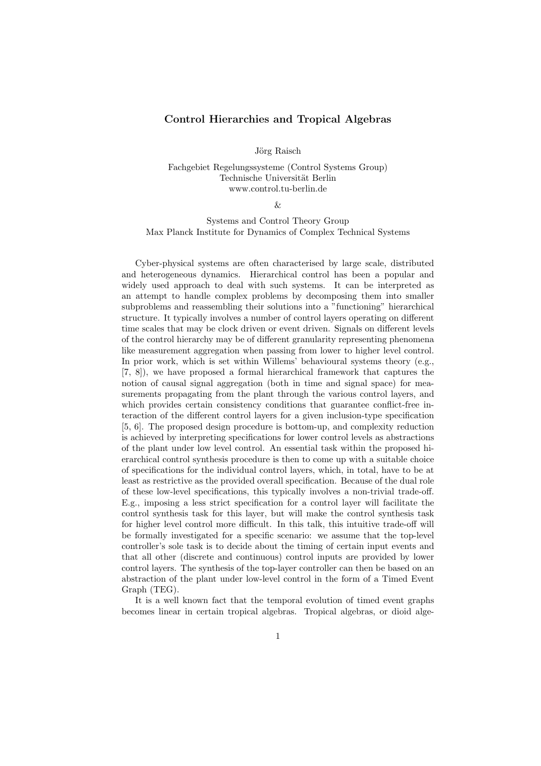# Control Hierarchies and Tropical Algebras

Jörg Raisch

Fachgebiet Regelungssysteme (Control Systems Group)
Technische Universität Berlin
www.control.tu-berlin.de

&

Systems and Control Theory Group
Max Planck Institute for Dynamics of Complex Technical Systems

Cyber-physical systems are often characterised by large scale, distributed and heterogeneous dynamics. Hierarchical control has been a popular and widely used approach to deal with such systems. It can be interpreted as an attempt to handle complex problems by decomposing them into smaller subproblems and reassembling their solutions into a "functioning" hierarchical structure. It typically involves a number of control layers operating on different time scales that may be clock driven or event driven. Signals on different levels of the control hierarchy may be of different granularity representing phenomena like measurement aggregation when passing from lower to higher level control. In prior work, which is set within Willems' behavioural systems theory (e.g., [7, 8]), we have proposed a formal hierarchical framework that captures the notion of causal signal aggregation (both in time and signal space) for measurements propagating from the plant through the various control layers, and which provides certain consistency conditions that guarantee conflict-free interaction of the different control layers for a given inclusion-type specification [5, 6]. The proposed design procedure is bottom-up, and complexity reduction is achieved by interpreting specifications for lower control levels as abstractions of the plant under low level control. An essential task within the proposed hierarchical control synthesis procedure is then to come up with a suitable choice of specifications for the individual control layers, which, in total, have to be at least as restrictive as the provided overall specification. Because of the dual role of these low-level specifications, this typically involves a non-trivial trade-off. E.g., imposing a less strict specification for a control layer will facilitate the control synthesis task for this layer, but will make the control synthesis task for higher level control more difficult. In this talk, this intuitive trade-off will be formally investigated for a specific scenario: we assume that the top-level controller's sole task is to decide about the timing of certain input events and that all other (discrete and continuous) control inputs are provided by lower control layers. The synthesis of the top-layer controller can then be based on an abstraction of the plant under low-level control in the form of a Timed Event Graph (TEG).

It is a well known fact that the temporal evolution of timed event graphs becomes linear in certain tropical algebras. Tropical algebras, or dioid alge-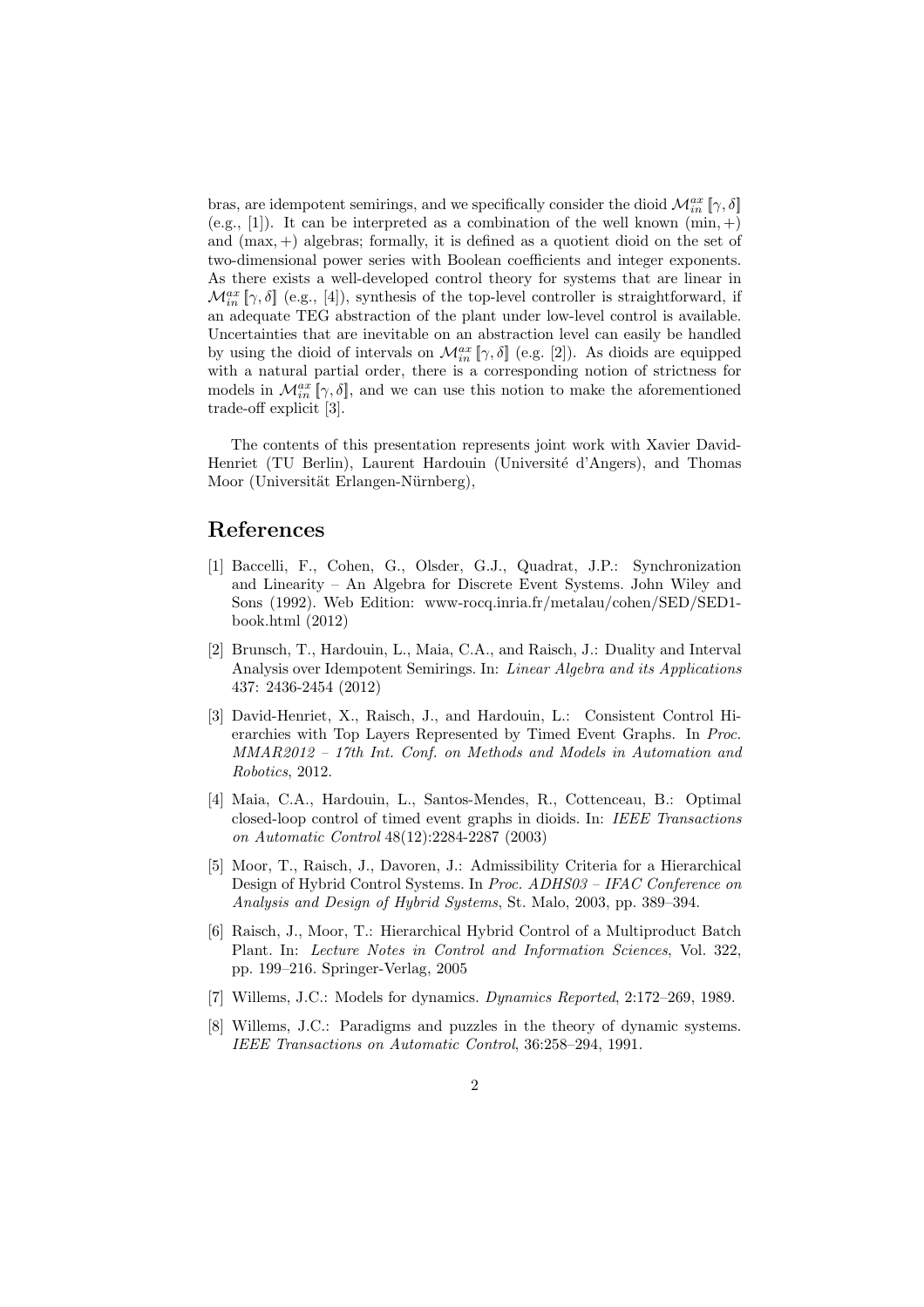bras, are idempotent semirings, and we specifically consider the dioid $\mathcal{M}_{in}^{ax}[\![\gamma,\delta]\!]$ (e.g., [1]). It can be interpreted as a combination of the well known $(\min,+)$ and $(\max,+)$ algebras; formally, it is defined as a quotient dioid on the set of two-dimensional power series with Boolean coefficients and integer exponents. As there exists a well-developed control theory for systems that are linear in $\mathcal{M}_{in}^{ax}[\![\gamma,\delta]\!]$ (e.g., [4]), synthesis of the top-level controller is straightforward, if an adequate TEG abstraction of the plant under low-level control is available. Uncertainties that are inevitable on an abstraction level can easily be handled by using the dioid of intervals on $\mathcal{M}_{in}^{ax}[\![\gamma,\delta]\!]$ (e.g. [2]). As dioids are equipped with a natural partial order, there is a corresponding notion of strictness for models in $\mathcal{M}_{in}^{ax}[\![\gamma,\delta]\!]$, and we can use this notion to make the aforementioned trade-off explicit [3].

The contents of this presentation represents joint work with Xavier David-Henriet (TU Berlin), Laurent Hardouin (Université d'Angers), and Thomas Moor (Universität Erlangen-Nürnberg),

# References

[1] Baccelli, F., Cohen, G., Olsder, G.J., Quadrat, J.P.: Synchronization and Linearity – An Algebra for Discrete Event Systems. John Wiley and Sons (1992). Web Edition: www-rocq.inria.fr/metalau/cohen/SED/SED1-book.html (2012)

[2] Brunsch, T., Hardouin, L., Maia, C.A., and Raisch, J.: Duality and Interval Analysis over Idempotent Semirings. In: *Linear Algebra and its Applications* 437: 2436-2454 (2012)

[3] David-Henriet, X., Raisch, J., and Hardouin, L.: Consistent Control Hierarchies with Top Layers Represented by Timed Event Graphs. In *Proc. MMAR2012 – 17th Int. Conf. on Methods and Models in Automation and Robotics*, 2012.

[4] Maia, C.A., Hardouin, L., Santos-Mendes, R., Cottenceau, B.: Optimal closed-loop control of timed event graphs in dioids. In: *IEEE Transactions on Automatic Control* 48(12):2284-2287 (2003)

[5] Moor, T., Raisch, J., Davoren, J.: Admissibility Criteria for a Hierarchical Design of Hybrid Control Systems. In *Proc. ADHS03 – IFAC Conference on Analysis and Design of Hybrid Systems*, St. Malo, 2003, pp. 389–394.

[6] Raisch, J., Moor, T.: Hierarchical Hybrid Control of a Multiproduct Batch Plant. In: *Lecture Notes in Control and Information Sciences*, Vol. 322, pp. 199–216. Springer-Verlag, 2005

[7] Willems, J.C.: Models for dynamics. *Dynamics Reported*, 2:172–269, 1989.

[8] Willems, J.C.: Paradigms and puzzles in the theory of dynamic systems. *IEEE Transactions on Automatic Control*, 36:258–294, 1991.